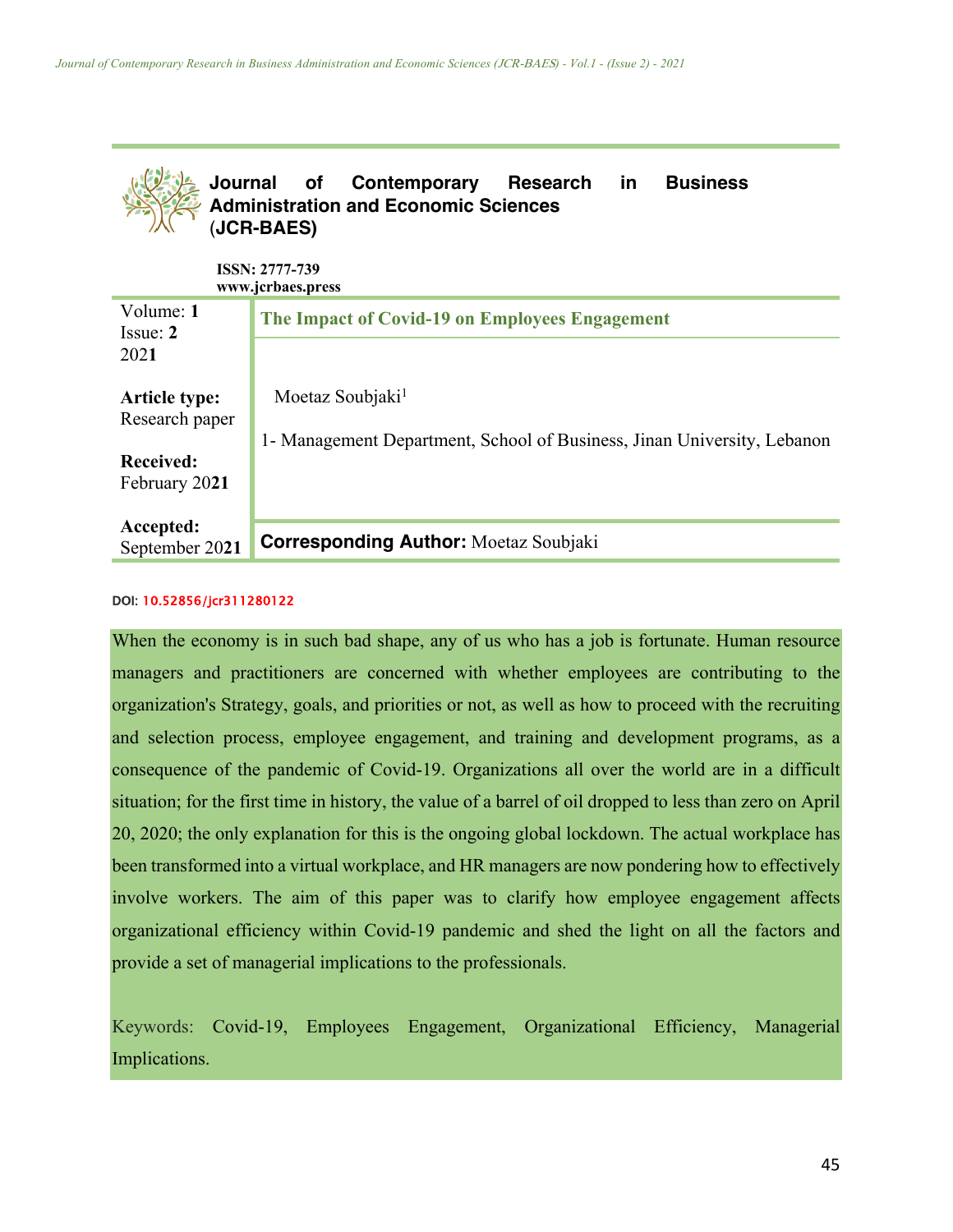**Journal of Contemporary Research in Business Administration and Economic Sciences (JCR-BAES)**

**ISSN: 2777-739**
**www.jcrbaes.press**

| Volume: **1** Issue: **2** 2021 | **The Impact of Covid-19 on Employees Engagement** |
|---|---|
| **Article type:** Research paper **Received:** February 2021 | Moetaz Soubjaki[1] 1- Management Department, School of Business, Jinan University, Lebanon |
| **Accepted:** September 2021 | **Corresponding Author:** Moetaz Soubjaki |

**DOI:** 10.52856/jcr311280122

When the economy is in such bad shape, any of us who has a job is fortunate. Human resource managers and practitioners are concerned with whether employees are contributing to the organization's Strategy, goals, and priorities or not, as well as how to proceed with the recruiting and selection process, employee engagement, and training and development programs, as a consequence of the pandemic of Covid-19. Organizations all over the world are in a difficult situation; for the first time in history, the value of a barrel of oil dropped to less than zero on April 20, 2020; the only explanation for this is the ongoing global lockdown. The actual workplace has been transformed into a virtual workplace, and HR managers are now pondering how to effectively involve workers. The aim of this paper was to clarify how employee engagement affects organizational efficiency within Covid-19 pandemic and shed the light on all the factors and provide a set of managerial implications to the professionals.

Keywords: Covid-19, Employees Engagement, Organizational Efficiency, Managerial Implications.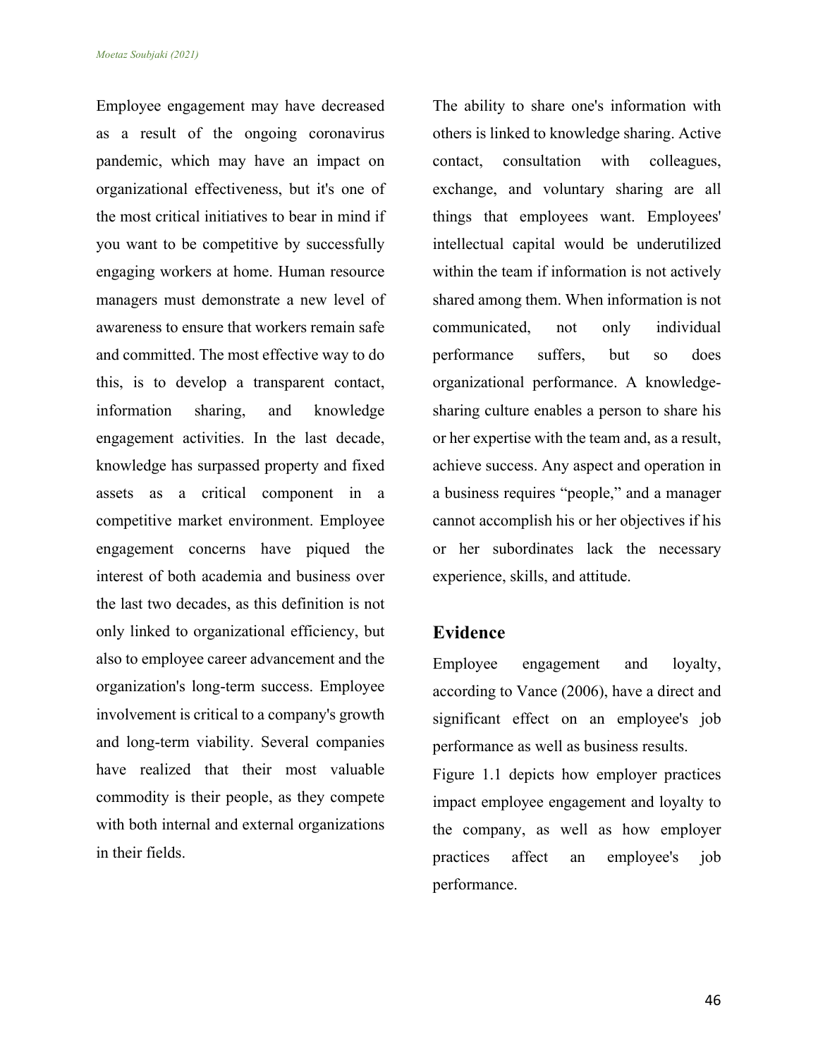Employee engagement may have decreased as a result of the ongoing coronavirus pandemic, which may have an impact on organizational effectiveness, but it's one of the most critical initiatives to bear in mind if you want to be competitive by successfully engaging workers at home. Human resource managers must demonstrate a new level of awareness to ensure that workers remain safe and committed. The most effective way to do this, is to develop a transparent contact, information sharing, and knowledge engagement activities. In the last decade, knowledge has surpassed property and fixed assets as a critical component in a competitive market environment. Employee engagement concerns have piqued the interest of both academia and business over the last two decades, as this definition is not only linked to organizational efficiency, but also to employee career advancement and the organization's long-term success. Employee involvement is critical to a company's growth and long-term viability. Several companies have realized that their most valuable commodity is their people, as they compete with both internal and external organizations in their fields.

The ability to share one's information with others is linked to knowledge sharing. Active contact, consultation with colleagues, exchange, and voluntary sharing are all things that employees want. Employees' intellectual capital would be underutilized within the team if information is not actively shared among them. When information is not communicated, not only individual performance suffers, but so does organizational performance. A knowledge-sharing culture enables a person to share his or her expertise with the team and, as a result, achieve success. Any aspect and operation in a business requires "people," and a manager cannot accomplish his or her objectives if his or her subordinates lack the necessary experience, skills, and attitude.

## Evidence

Employee engagement and loyalty, according to Vance (2006), have a direct and significant effect on an employee's job performance as well as business results.

Figure 1.1 depicts how employer practices impact employee engagement and loyalty to the company, as well as how employer practices affect an employee's job performance.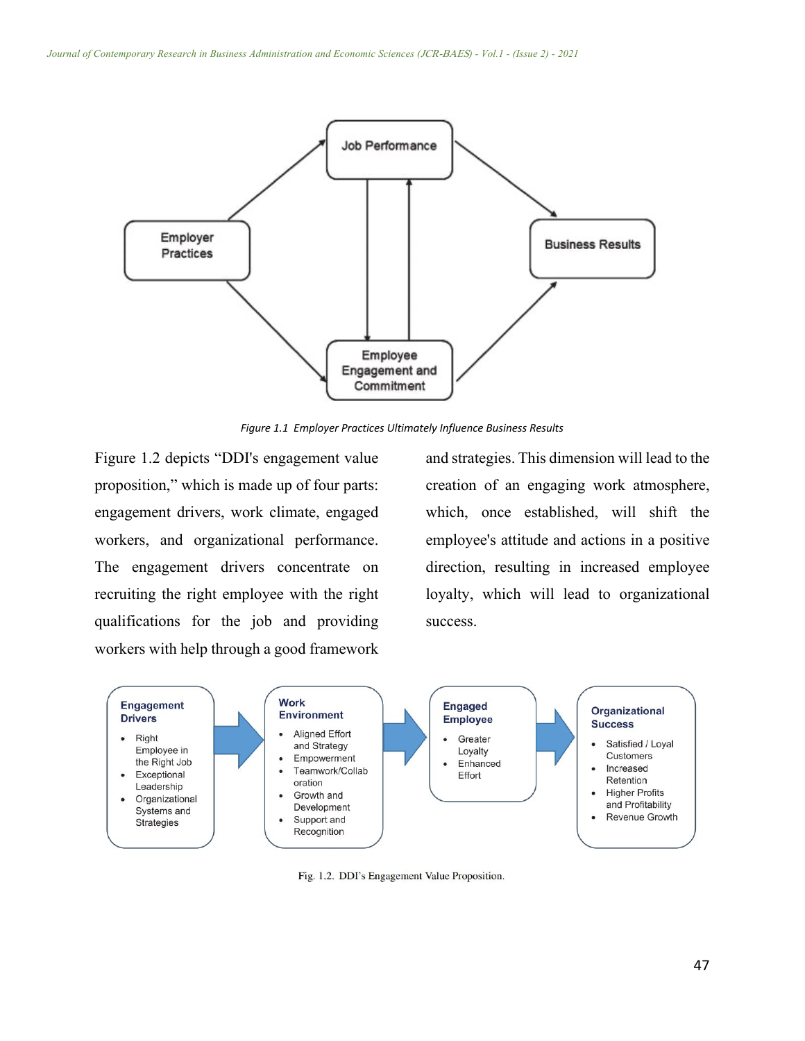Figure 1.1 Employer Practices Ultimately Influence Business Results

Figure 1.2 depicts "DDI's engagement value proposition," which is made up of four parts: engagement drivers, work climate, engaged workers, and organizational performance. The engagement drivers concentrate on recruiting the right employee with the right qualifications for the job and providing workers with help through a good framework and strategies. This dimension will lead to the creation of an engaging work atmosphere, which, once established, will shift the employee's attitude and actions in a positive direction, resulting in increased employee loyalty, which will lead to organizational success.

Fig. 1.2. DDI's Engagement Value Proposition.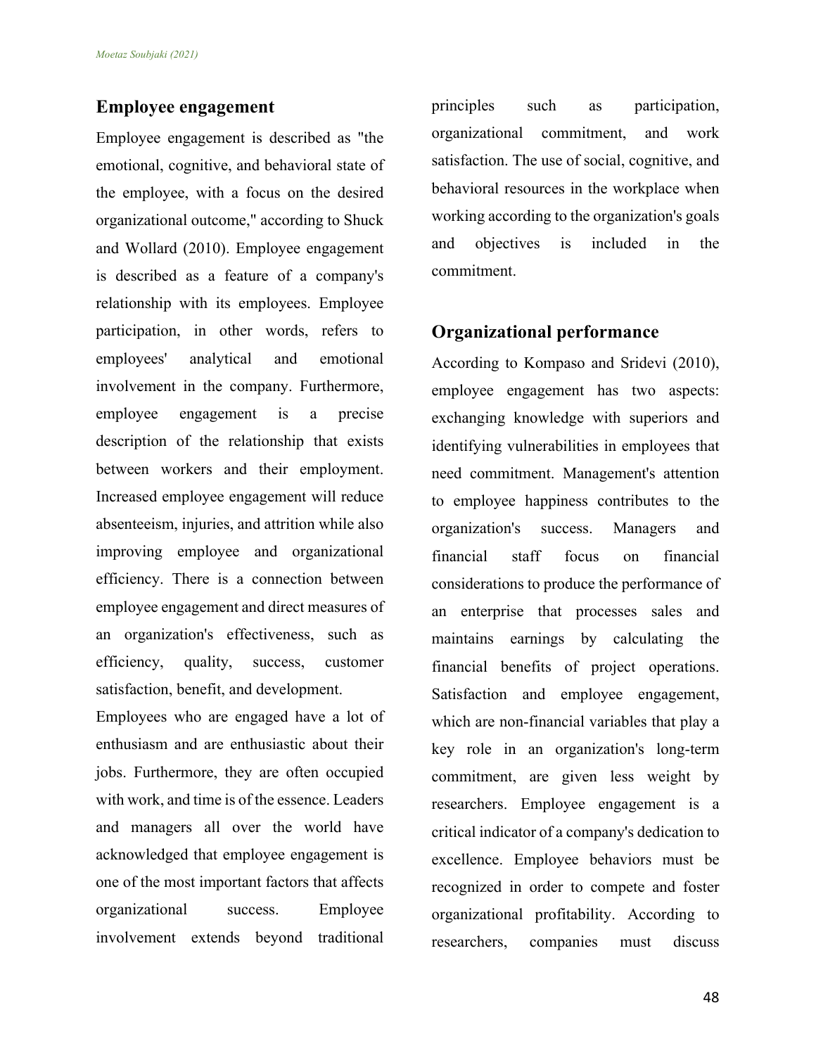## Employee engagement

Employee engagement is described as "the emotional, cognitive, and behavioral state of the employee, with a focus on the desired organizational outcome," according to Shuck and Wollard (2010). Employee engagement is described as a feature of a company's relationship with its employees. Employee participation, in other words, refers to employees' analytical and emotional involvement in the company. Furthermore, employee engagement is a precise description of the relationship that exists between workers and their employment. Increased employee engagement will reduce absenteeism, injuries, and attrition while also improving employee and organizational efficiency. There is a connection between employee engagement and direct measures of an organization's effectiveness, such as efficiency, quality, success, customer satisfaction, benefit, and development.

Employees who are engaged have a lot of enthusiasm and are enthusiastic about their jobs. Furthermore, they are often occupied with work, and time is of the essence. Leaders and managers all over the world have acknowledged that employee engagement is one of the most important factors that affects organizational success. Employee involvement extends beyond traditional principles such as participation, organizational commitment, and work satisfaction. The use of social, cognitive, and behavioral resources in the workplace when working according to the organization's goals and objectives is included in the commitment.

## Organizational performance

According to Kompaso and Sridevi (2010), employee engagement has two aspects: exchanging knowledge with superiors and identifying vulnerabilities in employees that need commitment. Management's attention to employee happiness contributes to the organization's success. Managers and financial staff focus on financial considerations to produce the performance of an enterprise that processes sales and maintains earnings by calculating the financial benefits of project operations. Satisfaction and employee engagement, which are non-financial variables that play a key role in an organization's long-term commitment, are given less weight by researchers. Employee engagement is a critical indicator of a company's dedication to excellence. Employee behaviors must be recognized in order to compete and foster organizational profitability. According to researchers, companies must discuss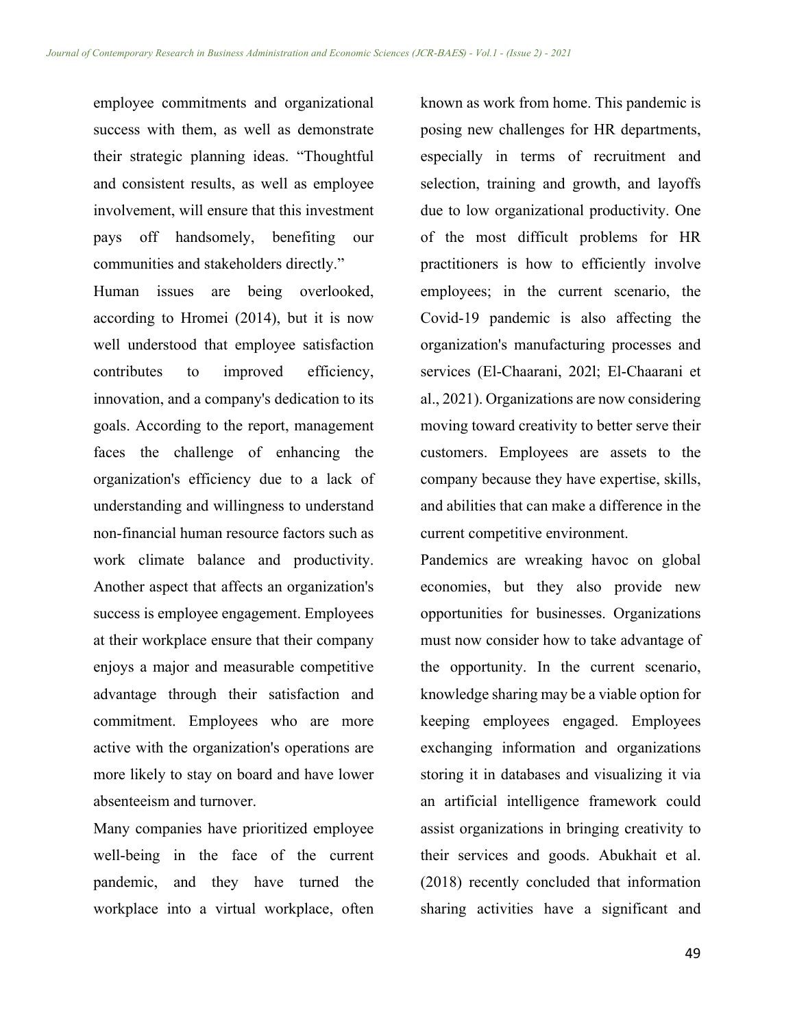employee commitments and organizational success with them, as well as demonstrate their strategic planning ideas. "Thoughtful and consistent results, as well as employee involvement, will ensure that this investment pays off handsomely, benefiting our communities and stakeholders directly."

Human issues are being overlooked, according to Hromei (2014), but it is now well understood that employee satisfaction contributes to improved efficiency, innovation, and a company's dedication to its goals. According to the report, management faces the challenge of enhancing the organization's efficiency due to a lack of understanding and willingness to understand non-financial human resource factors such as work climate balance and productivity. Another aspect that affects an organization's success is employee engagement. Employees at their workplace ensure that their company enjoys a major and measurable competitive advantage through their satisfaction and commitment. Employees who are more active with the organization's operations are more likely to stay on board and have lower absenteeism and turnover.

Many companies have prioritized employee well-being in the face of the current pandemic, and they have turned the workplace into a virtual workplace, often known as work from home. This pandemic is posing new challenges for HR departments, especially in terms of recruitment and selection, training and growth, and layoffs due to low organizational productivity. One of the most difficult problems for HR practitioners is how to efficiently involve employees; in the current scenario, the Covid-19 pandemic is also affecting the organization's manufacturing processes and services (El-Chaarani, 202l; El-Chaarani et al., 2021). Organizations are now considering moving toward creativity to better serve their customers. Employees are assets to the company because they have expertise, skills, and abilities that can make a difference in the current competitive environment.

Pandemics are wreaking havoc on global economies, but they also provide new opportunities for businesses. Organizations must now consider how to take advantage of the opportunity. In the current scenario, knowledge sharing may be a viable option for keeping employees engaged. Employees exchanging information and organizations storing it in databases and visualizing it via an artificial intelligence framework could assist organizations in bringing creativity to their services and goods. Abukhait et al. (2018) recently concluded that information sharing activities have a significant and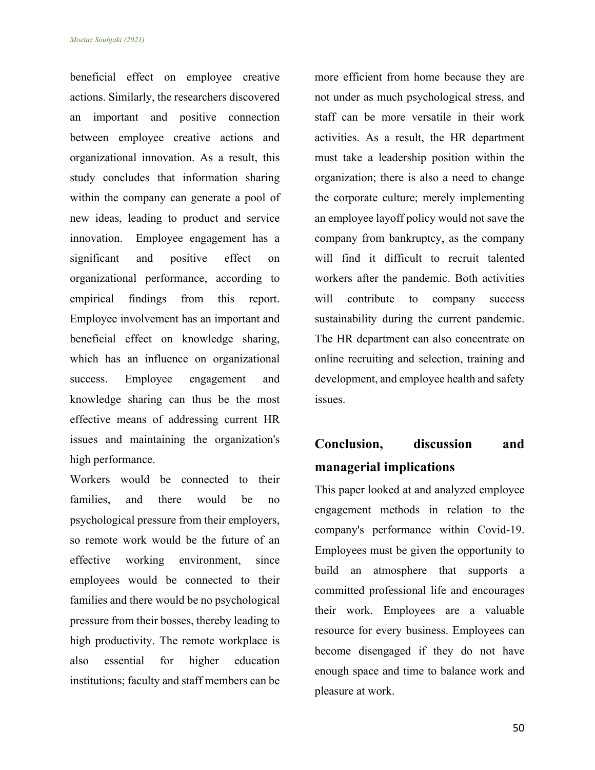beneficial effect on employee creative actions. Similarly, the researchers discovered an important and positive connection between employee creative actions and organizational innovation. As a result, this study concludes that information sharing within the company can generate a pool of new ideas, leading to product and service innovation. Employee engagement has a significant and positive effect on organizational performance, according to empirical findings from this report. Employee involvement has an important and beneficial effect on knowledge sharing, which has an influence on organizational success. Employee engagement and knowledge sharing can thus be the most effective means of addressing current HR issues and maintaining the organization's high performance.

Workers would be connected to their families, and there would be no psychological pressure from their employers, so remote work would be the future of an effective working environment, since employees would be connected to their families and there would be no psychological pressure from their bosses, thereby leading to high productivity. The remote workplace is also essential for higher education institutions; faculty and staff members can be more efficient from home because they are not under as much psychological stress, and staff can be more versatile in their work activities. As a result, the HR department must take a leadership position within the organization; there is also a need to change the corporate culture; merely implementing an employee layoff policy would not save the company from bankruptcy, as the company will find it difficult to recruit talented workers after the pandemic. Both activities will contribute to company success sustainability during the current pandemic. The HR department can also concentrate on online recruiting and selection, training and development, and employee health and safety issues.

## Conclusion, discussion and managerial implications

This paper looked at and analyzed employee engagement methods in relation to the company's performance within Covid-19. Employees must be given the opportunity to build an atmosphere that supports a committed professional life and encourages their work. Employees are a valuable resource for every business. Employees can become disengaged if they do not have enough space and time to balance work and pleasure at work.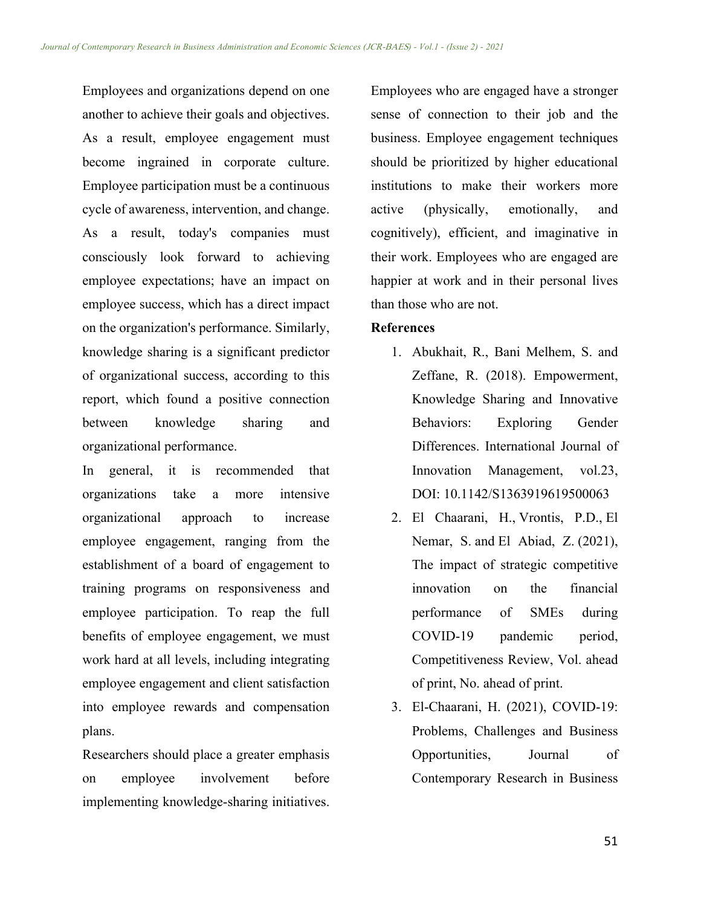Employees and organizations depend on one another to achieve their goals and objectives. As a result, employee engagement must become ingrained in corporate culture. Employee participation must be a continuous cycle of awareness, intervention, and change. As a result, today's companies must consciously look forward to achieving employee expectations; have an impact on employee success, which has a direct impact on the organization's performance. Similarly, knowledge sharing is a significant predictor of organizational success, according to this report, which found a positive connection between knowledge sharing and organizational performance.

In general, it is recommended that organizations take a more intensive organizational approach to increase employee engagement, ranging from the establishment of a board of engagement to training programs on responsiveness and employee participation. To reap the full benefits of employee engagement, we must work hard at all levels, including integrating employee engagement and client satisfaction into employee rewards and compensation plans.

Researchers should place a greater emphasis on employee involvement before implementing knowledge-sharing initiatives. Employees who are engaged have a stronger sense of connection to their job and the business. Employee engagement techniques should be prioritized by higher educational institutions to make their workers more active (physically, emotionally, and cognitively), efficient, and imaginative in their work. Employees who are engaged are happier at work and in their personal lives than those who are not.

**References**

1. Abukhait, R., Bani Melhem, S. and Zeffane, R. (2018). Empowerment, Knowledge Sharing and Innovative Behaviors: Exploring Gender Differences. International Journal of Innovation Management, vol.23, DOI: 10.1142/S1363919619500063
2. El Chaarani, H., Vrontis, P.D., El Nemar, S. and El Abiad, Z. (2021), The impact of strategic competitive innovation on the financial performance of SMEs during COVID-19 pandemic period, Competitiveness Review, Vol. ahead of print, No. ahead of print.
3. El-Chaarani, H. (2021), COVID-19: Problems, Challenges and Business Opportunities, Journal of Contemporary Research in Business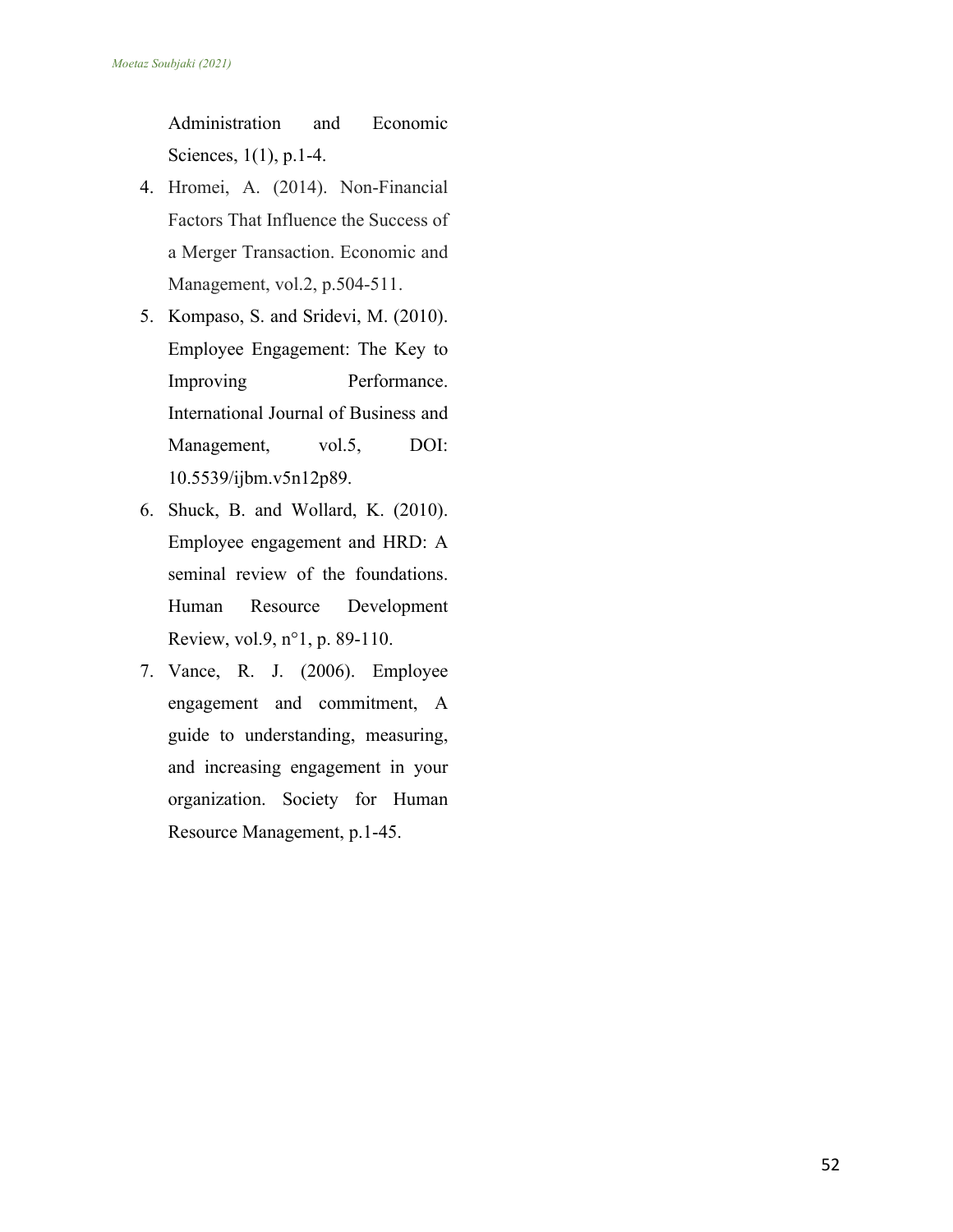Administration and Economic Sciences, 1(1), p.1-4.

4. Hromei, A. (2014). Non-Financial Factors That Influence the Success of a Merger Transaction. Economic and Management, vol.2, p.504-511.
5. Kompaso, S. and Sridevi, M. (2010). Employee Engagement: The Key to Improving Performance. International Journal of Business and Management, vol.5, DOI: 10.5539/ijbm.v5n12p89.
6. Shuck, B. and Wollard, K. (2010). Employee engagement and HRD: A seminal review of the foundations. Human Resource Development Review, vol.9, n°1, p. 89-110.
7. Vance, R. J. (2006). Employee engagement and commitment, A guide to understanding, measuring, and increasing engagement in your organization. Society for Human Resource Management, p.1-45.